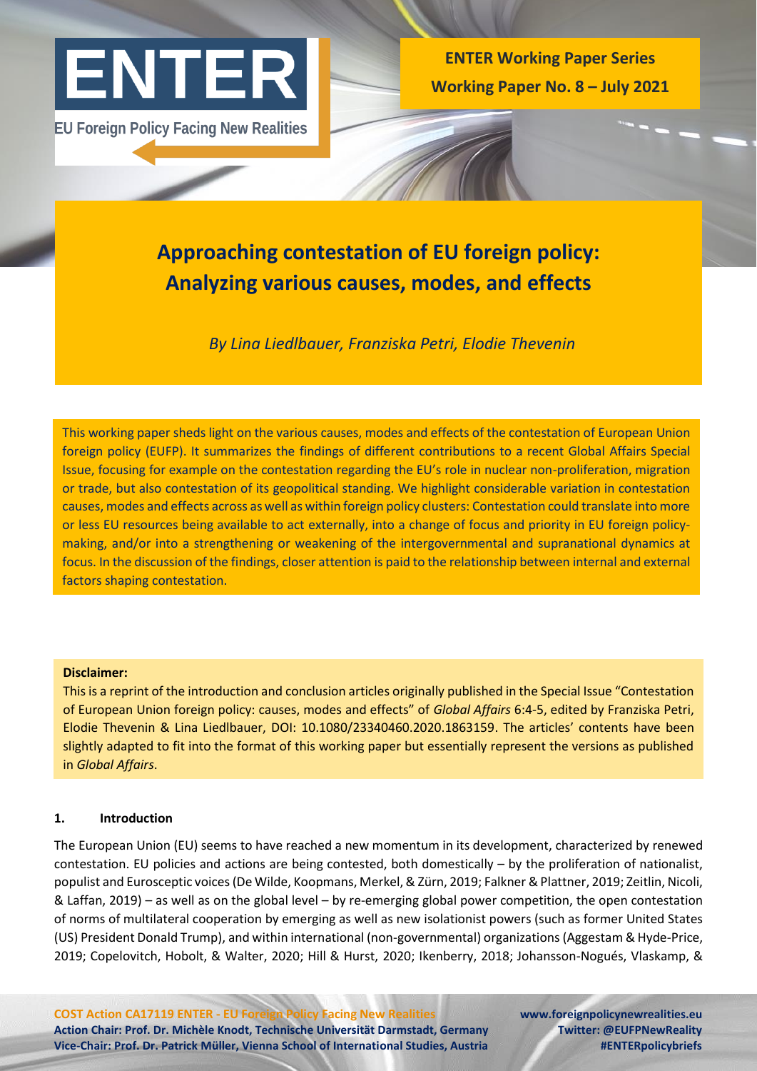# ENTER

EU Foreign Policy Facing New Realities

**ENTER Working Paper Series**
**Working Paper No. 8 – July 2021**

# Approaching contestation of EU foreign policy: Analyzing various causes, modes, and effects

*By Lina Liedlbauer, Franziska Petri, Elodie Thevenin*

This working paper sheds light on the various causes, modes and effects of the contestation of European Union foreign policy (EUFP). It summarizes the findings of different contributions to a recent Global Affairs Special Issue, focusing for example on the contestation regarding the EU's role in nuclear non-proliferation, migration or trade, but also contestation of its geopolitical standing. We highlight considerable variation in contestation causes, modes and effects across as well as within foreign policy clusters: Contestation could translate into more or less EU resources being available to act externally, into a change of focus and priority in EU foreign policy-making, and/or into a strengthening or weakening of the intergovernmental and supranational dynamics at focus. In the discussion of the findings, closer attention is paid to the relationship between internal and external factors shaping contestation.

**Disclaimer:**
This is a reprint of the introduction and conclusion articles originally published in the Special Issue "Contestation of European Union foreign policy: causes, modes and effects" of *Global Affairs* 6:4-5, edited by Franziska Petri, Elodie Thevenin & Lina Liedlbauer, DOI: 10.1080/23340460.2020.1863159. The articles' contents have been slightly adapted to fit into the format of this working paper but essentially represent the versions as published in *Global Affairs*.

## 1. Introduction

The European Union (EU) seems to have reached a new momentum in its development, characterized by renewed contestation. EU policies and actions are being contested, both domestically – by the proliferation of nationalist, populist and Eurosceptic voices (De Wilde, Koopmans, Merkel, & Zürn, 2019; Falkner & Plattner, 2019; Zeitlin, Nicoli, & Laffan, 2019) – as well as on the global level – by re-emerging global power competition, the open contestation of norms of multilateral cooperation by emerging as well as new isolationist powers (such as former United States (US) President Donald Trump), and within international (non-governmental) organizations (Aggestam & Hyde-Price, 2019; Copelovitch, Hobolt, & Walter, 2020; Hill & Hurst, 2020; Ikenberry, 2018; Johansson-Nogués, Vlaskamp, &

COST Action CA17119 ENTER - EU Foreign Policy Facing New Realities
Action Chair: Prof. Dr. Michèle Knodt, Technische Universität Darmstadt, Germany
Vice-Chair: Prof. Dr. Patrick Müller, Vienna School of International Studies, Austria

www.foreignpolicynewrealities.eu
Twitter: @EUFPNewReality
#ENTERpolicybriefs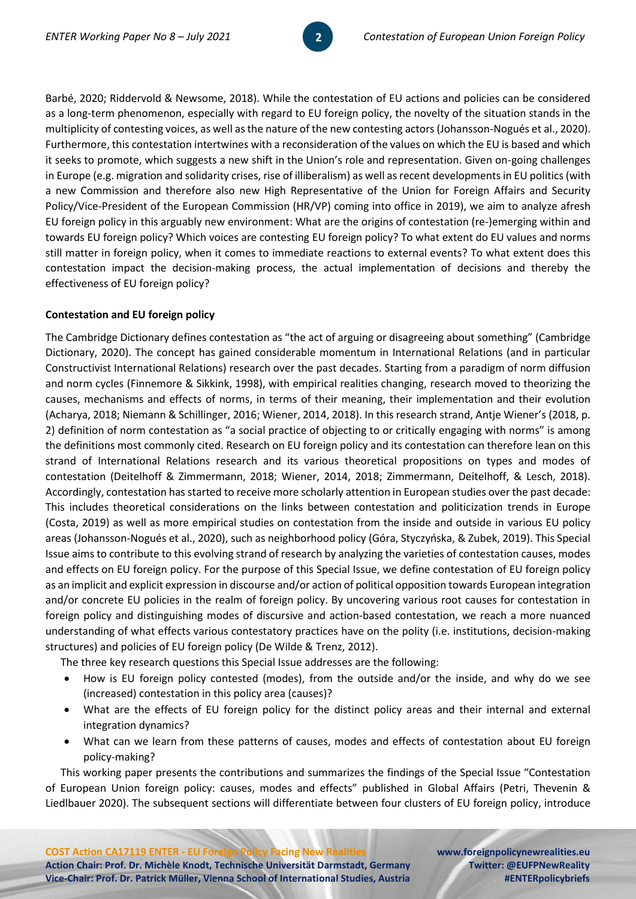Barbé, 2020; Riddervold & Newsome, 2018). While the contestation of EU actions and policies can be considered as a long-term phenomenon, especially with regard to EU foreign policy, the novelty of the situation stands in the multiplicity of contesting voices, as well as the nature of the new contesting actors (Johansson-Nogués et al., 2020). Furthermore, this contestation intertwines with a reconsideration of the values on which the EU is based and which it seeks to promote, which suggests a new shift in the Union's role and representation. Given on-going challenges in Europe (e.g. migration and solidarity crises, rise of illiberalism) as well as recent developments in EU politics (with a new Commission and therefore also new High Representative of the Union for Foreign Affairs and Security Policy/Vice-President of the European Commission (HR/VP) coming into office in 2019), we aim to analyze afresh EU foreign policy in this arguably new environment: What are the origins of contestation (re-)emerging within and towards EU foreign policy? Which voices are contesting EU foreign policy? To what extent do EU values and norms still matter in foreign policy, when it comes to immediate reactions to external events? To what extent does this contestation impact the decision-making process, the actual implementation of decisions and thereby the effectiveness of EU foreign policy?

**Contestation and EU foreign policy**

The Cambridge Dictionary defines contestation as "the act of arguing or disagreeing about something" (Cambridge Dictionary, 2020). The concept has gained considerable momentum in International Relations (and in particular Constructivist International Relations) research over the past decades. Starting from a paradigm of norm diffusion and norm cycles (Finnemore & Sikkink, 1998), with empirical realities changing, research moved to theorizing the causes, mechanisms and effects of norms, in terms of their meaning, their implementation and their evolution (Acharya, 2018; Niemann & Schillinger, 2016; Wiener, 2014, 2018). In this research strand, Antje Wiener's (2018, p. 2) definition of norm contestation as "a social practice of objecting to or critically engaging with norms" is among the definitions most commonly cited. Research on EU foreign policy and its contestation can therefore lean on this strand of International Relations research and its various theoretical propositions on types and modes of contestation (Deitelhoff & Zimmermann, 2018; Wiener, 2014, 2018; Zimmermann, Deitelhoff, & Lesch, 2018). Accordingly, contestation has started to receive more scholarly attention in European studies over the past decade: This includes theoretical considerations on the links between contestation and politicization trends in Europe (Costa, 2019) as well as more empirical studies on contestation from the inside and outside in various EU policy areas (Johansson-Nogués et al., 2020), such as neighborhood policy (Góra, Styczyńska, & Zubek, 2019). This Special Issue aims to contribute to this evolving strand of research by analyzing the varieties of contestation causes, modes and effects on EU foreign policy. For the purpose of this Special Issue, we define contestation of EU foreign policy as an implicit and explicit expression in discourse and/or action of political opposition towards European integration and/or concrete EU policies in the realm of foreign policy. By uncovering various root causes for contestation in foreign policy and distinguishing modes of discursive and action-based contestation, we reach a more nuanced understanding of what effects various contestatory practices have on the polity (i.e. institutions, decision-making structures) and policies of EU foreign policy (De Wilde & Trenz, 2012).

The three key research questions this Special Issue addresses are the following:

- How is EU foreign policy contested (modes), from the outside and/or the inside, and why do we see (increased) contestation in this policy area (causes)?
- What are the effects of EU foreign policy for the distinct policy areas and their internal and external integration dynamics?
- What can we learn from these patterns of causes, modes and effects of contestation about EU foreign policy-making?

This working paper presents the contributions and summarizes the findings of the Special Issue "Contestation of European Union foreign policy: causes, modes and effects" published in Global Affairs (Petri, Thevenin & Liedlbauer 2020). The subsequent sections will differentiate between four clusters of EU foreign policy, introduce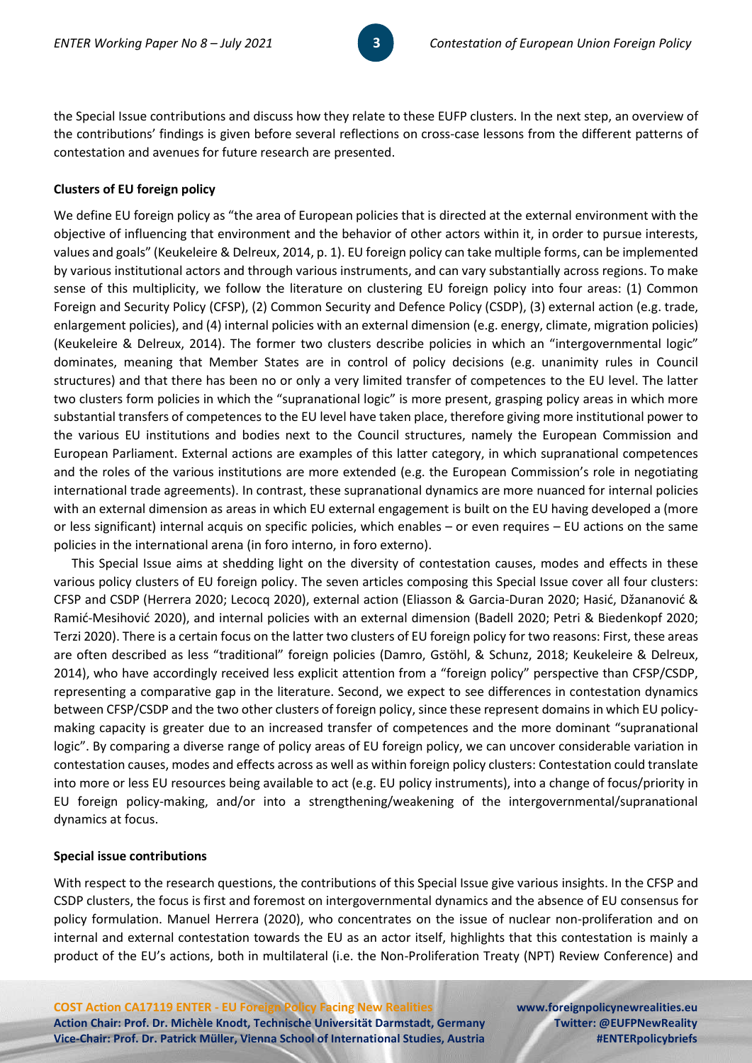the Special Issue contributions and discuss how they relate to these EUFP clusters. In the next step, an overview of the contributions' findings is given before several reflections on cross-case lessons from the different patterns of contestation and avenues for future research are presented.

**Clusters of EU foreign policy**

We define EU foreign policy as "the area of European policies that is directed at the external environment with the objective of influencing that environment and the behavior of other actors within it, in order to pursue interests, values and goals" (Keukeleire & Delreux, 2014, p. 1). EU foreign policy can take multiple forms, can be implemented by various institutional actors and through various instruments, and can vary substantially across regions. To make sense of this multiplicity, we follow the literature on clustering EU foreign policy into four areas: (1) Common Foreign and Security Policy (CFSP), (2) Common Security and Defence Policy (CSDP), (3) external action (e.g. trade, enlargement policies), and (4) internal policies with an external dimension (e.g. energy, climate, migration policies) (Keukeleire & Delreux, 2014). The former two clusters describe policies in which an "intergovernmental logic" dominates, meaning that Member States are in control of policy decisions (e.g. unanimity rules in Council structures) and that there has been no or only a very limited transfer of competences to the EU level. The latter two clusters form policies in which the "supranational logic" is more present, grasping policy areas in which more substantial transfers of competences to the EU level have taken place, therefore giving more institutional power to the various EU institutions and bodies next to the Council structures, namely the European Commission and European Parliament. External actions are examples of this latter category, in which supranational competences and the roles of the various institutions are more extended (e.g. the European Commission's role in negotiating international trade agreements). In contrast, these supranational dynamics are more nuanced for internal policies with an external dimension as areas in which EU external engagement is built on the EU having developed a (more or less significant) internal acquis on specific policies, which enables – or even requires – EU actions on the same policies in the international arena (in foro interno, in foro externo).

This Special Issue aims at shedding light on the diversity of contestation causes, modes and effects in these various policy clusters of EU foreign policy. The seven articles composing this Special Issue cover all four clusters: CFSP and CSDP (Herrera 2020; Lecocq 2020), external action (Eliasson & Garcia-Duran 2020; Hasić, Džananović & Ramić-Mesihović 2020), and internal policies with an external dimension (Badell 2020; Petri & Biedenkopf 2020; Terzi 2020). There is a certain focus on the latter two clusters of EU foreign policy for two reasons: First, these areas are often described as less "traditional" foreign policies (Damro, Gstöhl, & Schunz, 2018; Keukeleire & Delreux, 2014), who have accordingly received less explicit attention from a "foreign policy" perspective than CFSP/CSDP, representing a comparative gap in the literature. Second, we expect to see differences in contestation dynamics between CFSP/CSDP and the two other clusters of foreign policy, since these represent domains in which EU policy-making capacity is greater due to an increased transfer of competences and the more dominant "supranational logic". By comparing a diverse range of policy areas of EU foreign policy, we can uncover considerable variation in contestation causes, modes and effects across as well as within foreign policy clusters: Contestation could translate into more or less EU resources being available to act (e.g. EU policy instruments), into a change of focus/priority in EU foreign policy-making, and/or into a strengthening/weakening of the intergovernmental/supranational dynamics at focus.

**Special issue contributions**

With respect to the research questions, the contributions of this Special Issue give various insights. In the CFSP and CSDP clusters, the focus is first and foremost on intergovernmental dynamics and the absence of EU consensus for policy formulation. Manuel Herrera (2020), who concentrates on the issue of nuclear non-proliferation and on internal and external contestation towards the EU as an actor itself, highlights that this contestation is mainly a product of the EU's actions, both in multilateral (i.e. the Non-Proliferation Treaty (NPT) Review Conference) and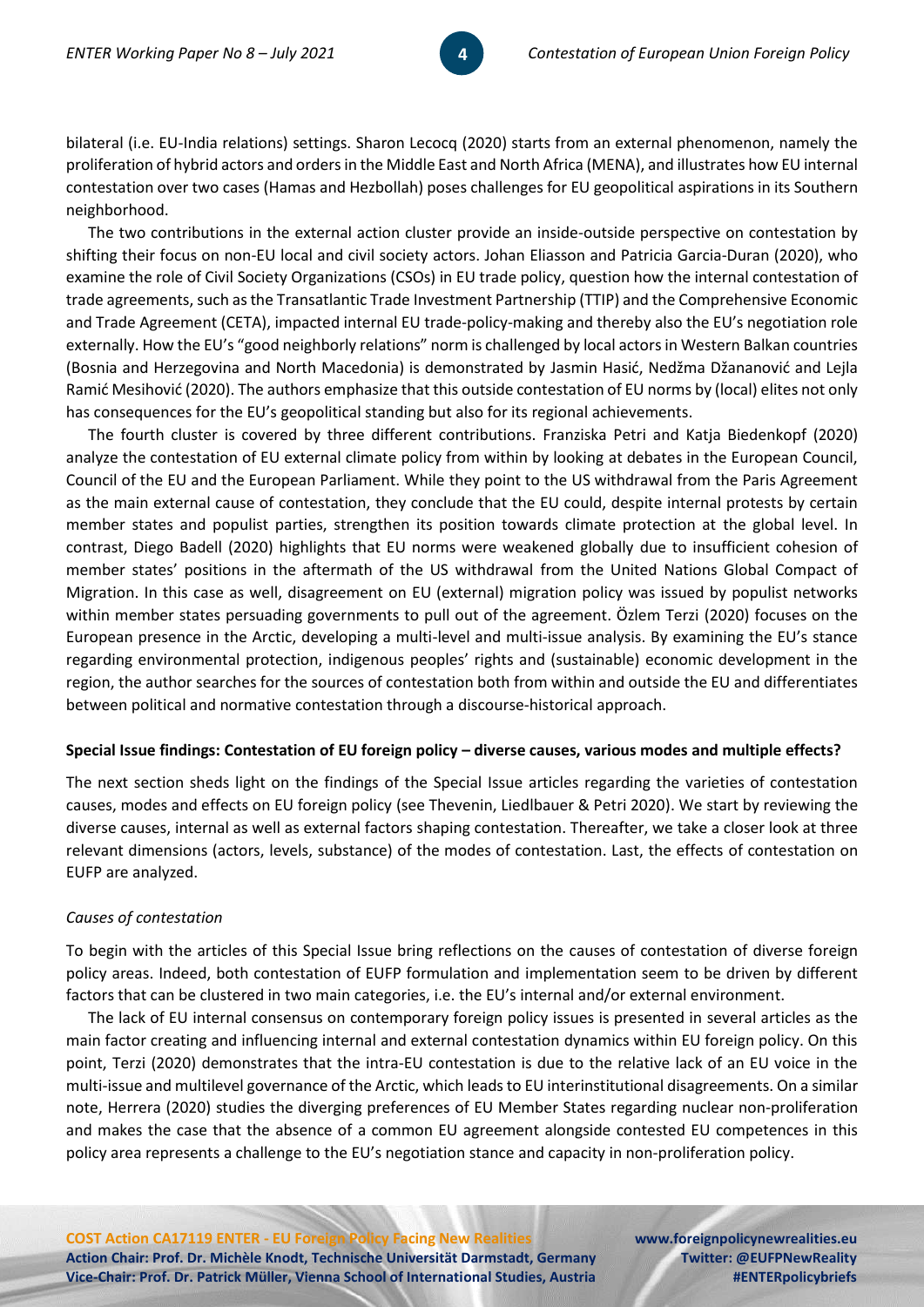bilateral (i.e. EU-India relations) settings. Sharon Lecocq (2020) starts from an external phenomenon, namely the proliferation of hybrid actors and orders in the Middle East and North Africa (MENA), and illustrates how EU internal contestation over two cases (Hamas and Hezbollah) poses challenges for EU geopolitical aspirations in its Southern neighborhood.

The two contributions in the external action cluster provide an inside-outside perspective on contestation by shifting their focus on non-EU local and civil society actors. Johan Eliasson and Patricia Garcia-Duran (2020), who examine the role of Civil Society Organizations (CSOs) in EU trade policy, question how the internal contestation of trade agreements, such as the Transatlantic Trade Investment Partnership (TTIP) and the Comprehensive Economic and Trade Agreement (CETA), impacted internal EU trade-policy-making and thereby also the EU's negotiation role externally. How the EU's "good neighborly relations" norm is challenged by local actors in Western Balkan countries (Bosnia and Herzegovina and North Macedonia) is demonstrated by Jasmin Hasić, Nedžma Džananović and Lejla Ramić Mesihović (2020). The authors emphasize that this outside contestation of EU norms by (local) elites not only has consequences for the EU's geopolitical standing but also for its regional achievements.

The fourth cluster is covered by three different contributions. Franziska Petri and Katja Biedenkopf (2020) analyze the contestation of EU external climate policy from within by looking at debates in the European Council, Council of the EU and the European Parliament. While they point to the US withdrawal from the Paris Agreement as the main external cause of contestation, they conclude that the EU could, despite internal protests by certain member states and populist parties, strengthen its position towards climate protection at the global level. In contrast, Diego Badell (2020) highlights that EU norms were weakened globally due to insufficient cohesion of member states' positions in the aftermath of the US withdrawal from the United Nations Global Compact of Migration. In this case as well, disagreement on EU (external) migration policy was issued by populist networks within member states persuading governments to pull out of the agreement. Özlem Terzi (2020) focuses on the European presence in the Arctic, developing a multi-level and multi-issue analysis. By examining the EU's stance regarding environmental protection, indigenous peoples' rights and (sustainable) economic development in the region, the author searches for the sources of contestation both from within and outside the EU and differentiates between political and normative contestation through a discourse-historical approach.

**Special Issue findings: Contestation of EU foreign policy – diverse causes, various modes and multiple effects?**

The next section sheds light on the findings of the Special Issue articles regarding the varieties of contestation causes, modes and effects on EU foreign policy (see Thevenin, Liedlbauer & Petri 2020). We start by reviewing the diverse causes, internal as well as external factors shaping contestation. Thereafter, we take a closer look at three relevant dimensions (actors, levels, substance) of the modes of contestation. Last, the effects of contestation on EUFP are analyzed.

*Causes of contestation*

To begin with the articles of this Special Issue bring reflections on the causes of contestation of diverse foreign policy areas. Indeed, both contestation of EUFP formulation and implementation seem to be driven by different factors that can be clustered in two main categories, i.e. the EU's internal and/or external environment.

The lack of EU internal consensus on contemporary foreign policy issues is presented in several articles as the main factor creating and influencing internal and external contestation dynamics within EU foreign policy. On this point, Terzi (2020) demonstrates that the intra-EU contestation is due to the relative lack of an EU voice in the multi-issue and multilevel governance of the Arctic, which leads to EU interinstitutional disagreements. On a similar note, Herrera (2020) studies the diverging preferences of EU Member States regarding nuclear non-proliferation and makes the case that the absence of a common EU agreement alongside contested EU competences in this policy area represents a challenge to the EU's negotiation stance and capacity in non-proliferation policy.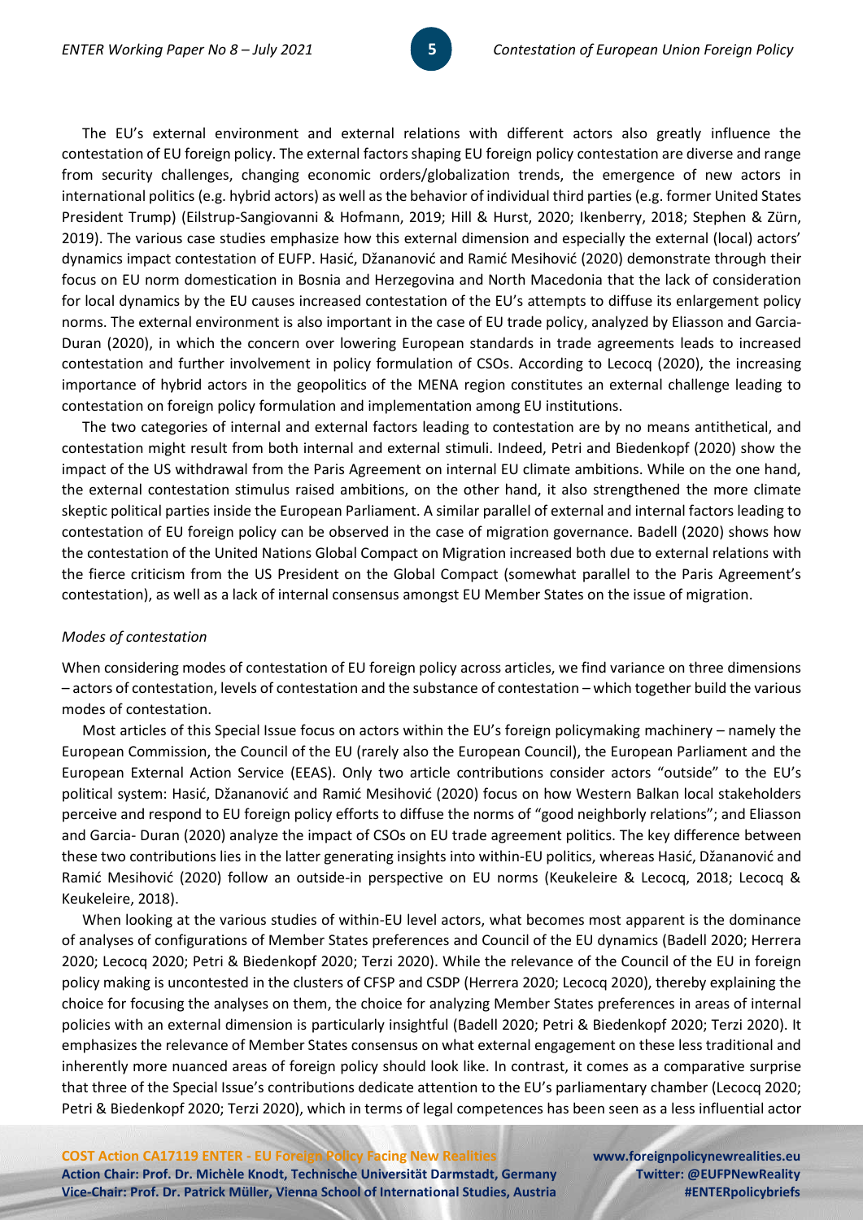The EU's external environment and external relations with different actors also greatly influence the contestation of EU foreign policy. The external factors shaping EU foreign policy contestation are diverse and range from security challenges, changing economic orders/globalization trends, the emergence of new actors in international politics (e.g. hybrid actors) as well as the behavior of individual third parties (e.g. former United States President Trump) (Eilstrup-Sangiovanni & Hofmann, 2019; Hill & Hurst, 2020; Ikenberry, 2018; Stephen & Zürn, 2019). The various case studies emphasize how this external dimension and especially the external (local) actors' dynamics impact contestation of EUFP. Hasić, Džananović and Ramić Mesihović (2020) demonstrate through their focus on EU norm domestication in Bosnia and Herzegovina and North Macedonia that the lack of consideration for local dynamics by the EU causes increased contestation of the EU's attempts to diffuse its enlargement policy norms. The external environment is also important in the case of EU trade policy, analyzed by Eliasson and Garcia-Duran (2020), in which the concern over lowering European standards in trade agreements leads to increased contestation and further involvement in policy formulation of CSOs. According to Lecocq (2020), the increasing importance of hybrid actors in the geopolitics of the MENA region constitutes an external challenge leading to contestation on foreign policy formulation and implementation among EU institutions.

The two categories of internal and external factors leading to contestation are by no means antithetical, and contestation might result from both internal and external stimuli. Indeed, Petri and Biedenkopf (2020) show the impact of the US withdrawal from the Paris Agreement on internal EU climate ambitions. While on the one hand, the external contestation stimulus raised ambitions, on the other hand, it also strengthened the more climate skeptic political parties inside the European Parliament. A similar parallel of external and internal factors leading to contestation of EU foreign policy can be observed in the case of migration governance. Badell (2020) shows how the contestation of the United Nations Global Compact on Migration increased both due to external relations with the fierce criticism from the US President on the Global Compact (somewhat parallel to the Paris Agreement's contestation), as well as a lack of internal consensus amongst EU Member States on the issue of migration.

*Modes of contestation*

When considering modes of contestation of EU foreign policy across articles, we find variance on three dimensions – actors of contestation, levels of contestation and the substance of contestation – which together build the various modes of contestation.

Most articles of this Special Issue focus on actors within the EU's foreign policymaking machinery – namely the European Commission, the Council of the EU (rarely also the European Council), the European Parliament and the European External Action Service (EEAS). Only two article contributions consider actors "outside" to the EU's political system: Hasić, Džananović and Ramić Mesihović (2020) focus on how Western Balkan local stakeholders perceive and respond to EU foreign policy efforts to diffuse the norms of "good neighborly relations"; and Eliasson and Garcia- Duran (2020) analyze the impact of CSOs on EU trade agreement politics. The key difference between these two contributions lies in the latter generating insights into within-EU politics, whereas Hasić, Džananović and Ramić Mesihović (2020) follow an outside-in perspective on EU norms (Keukeleire & Lecocq, 2018; Lecocq & Keukeleire, 2018).

When looking at the various studies of within-EU level actors, what becomes most apparent is the dominance of analyses of configurations of Member States preferences and Council of the EU dynamics (Badell 2020; Herrera 2020; Lecocq 2020; Petri & Biedenkopf 2020; Terzi 2020). While the relevance of the Council of the EU in foreign policy making is uncontested in the clusters of CFSP and CSDP (Herrera 2020; Lecocq 2020), thereby explaining the choice for focusing the analyses on them, the choice for analyzing Member States preferences in areas of internal policies with an external dimension is particularly insightful (Badell 2020; Petri & Biedenkopf 2020; Terzi 2020). It emphasizes the relevance of Member States consensus on what external engagement on these less traditional and inherently more nuanced areas of foreign policy should look like. In contrast, it comes as a comparative surprise that three of the Special Issue's contributions dedicate attention to the EU's parliamentary chamber (Lecocq 2020; Petri & Biedenkopf 2020; Terzi 2020), which in terms of legal competences has been seen as a less influential actor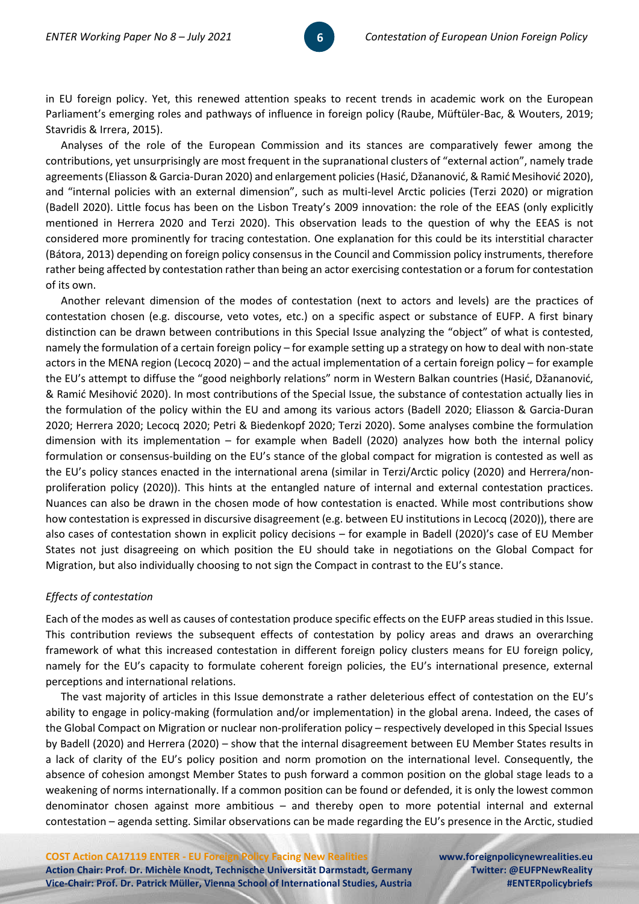in EU foreign policy. Yet, this renewed attention speaks to recent trends in academic work on the European Parliament's emerging roles and pathways of influence in foreign policy (Raube, Müftüler-Bac, & Wouters, 2019; Stavridis & Irrera, 2015).

Analyses of the role of the European Commission and its stances are comparatively fewer among the contributions, yet unsurprisingly are most frequent in the supranational clusters of "external action", namely trade agreements (Eliasson & Garcia-Duran 2020) and enlargement policies (Hasić, Džananović, & Ramić Mesihović 2020), and "internal policies with an external dimension", such as multi-level Arctic policies (Terzi 2020) or migration (Badell 2020). Little focus has been on the Lisbon Treaty's 2009 innovation: the role of the EEAS (only explicitly mentioned in Herrera 2020 and Terzi 2020). This observation leads to the question of why the EEAS is not considered more prominently for tracing contestation. One explanation for this could be its interstitial character (Bátora, 2013) depending on foreign policy consensus in the Council and Commission policy instruments, therefore rather being affected by contestation rather than being an actor exercising contestation or a forum for contestation of its own.

Another relevant dimension of the modes of contestation (next to actors and levels) are the practices of contestation chosen (e.g. discourse, veto votes, etc.) on a specific aspect or substance of EUFP. A first binary distinction can be drawn between contributions in this Special Issue analyzing the "object" of what is contested, namely the formulation of a certain foreign policy – for example setting up a strategy on how to deal with non-state actors in the MENA region (Lecocq 2020) – and the actual implementation of a certain foreign policy – for example the EU's attempt to diffuse the "good neighborly relations" norm in Western Balkan countries (Hasić, Džananović, & Ramić Mesihović 2020). In most contributions of the Special Issue, the substance of contestation actually lies in the formulation of the policy within the EU and among its various actors (Badell 2020; Eliasson & Garcia-Duran 2020; Herrera 2020; Lecocq 2020; Petri & Biedenkopf 2020; Terzi 2020). Some analyses combine the formulation dimension with its implementation – for example when Badell (2020) analyzes how both the internal policy formulation or consensus-building on the EU's stance of the global compact for migration is contested as well as the EU's policy stances enacted in the international arena (similar in Terzi/Arctic policy (2020) and Herrera/non-proliferation policy (2020)). This hints at the entangled nature of internal and external contestation practices. Nuances can also be drawn in the chosen mode of how contestation is enacted. While most contributions show how contestation is expressed in discursive disagreement (e.g. between EU institutions in Lecocq (2020)), there are also cases of contestation shown in explicit policy decisions – for example in Badell (2020)'s case of EU Member States not just disagreeing on which position the EU should take in negotiations on the Global Compact for Migration, but also individually choosing to not sign the Compact in contrast to the EU's stance.

*Effects of contestation*

Each of the modes as well as causes of contestation produce specific effects on the EUFP areas studied in this Issue. This contribution reviews the subsequent effects of contestation by policy areas and draws an overarching framework of what this increased contestation in different foreign policy clusters means for EU foreign policy, namely for the EU's capacity to formulate coherent foreign policies, the EU's international presence, external perceptions and international relations.

The vast majority of articles in this Issue demonstrate a rather deleterious effect of contestation on the EU's ability to engage in policy-making (formulation and/or implementation) in the global arena. Indeed, the cases of the Global Compact on Migration or nuclear non-proliferation policy – respectively developed in this Special Issues by Badell (2020) and Herrera (2020) – show that the internal disagreement between EU Member States results in a lack of clarity of the EU's policy position and norm promotion on the international level. Consequently, the absence of cohesion amongst Member States to push forward a common position on the global stage leads to a weakening of norms internationally. If a common position can be found or defended, it is only the lowest common denominator chosen against more ambitious – and thereby open to more potential internal and external contestation – agenda setting. Similar observations can be made regarding the EU's presence in the Arctic, studied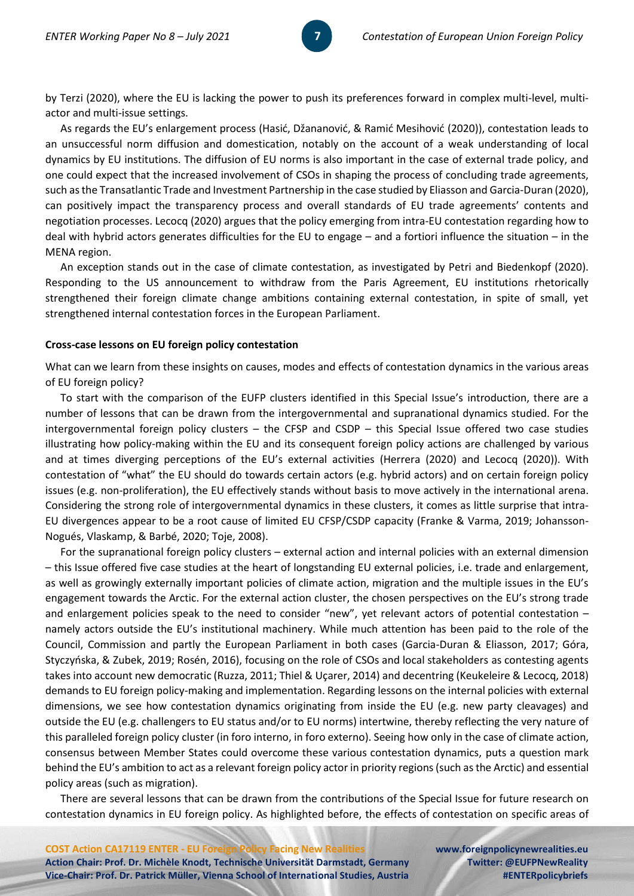by Terzi (2020), where the EU is lacking the power to push its preferences forward in complex multi-level, multi-actor and multi-issue settings.

As regards the EU's enlargement process (Hasić, Džananović, & Ramić Mesihović (2020)), contestation leads to an unsuccessful norm diffusion and domestication, notably on the account of a weak understanding of local dynamics by EU institutions. The diffusion of EU norms is also important in the case of external trade policy, and one could expect that the increased involvement of CSOs in shaping the process of concluding trade agreements, such as the Transatlantic Trade and Investment Partnership in the case studied by Eliasson and Garcia-Duran (2020), can positively impact the transparency process and overall standards of EU trade agreements' contents and negotiation processes. Lecocq (2020) argues that the policy emerging from intra-EU contestation regarding how to deal with hybrid actors generates difficulties for the EU to engage – and a fortiori influence the situation – in the MENA region.

An exception stands out in the case of climate contestation, as investigated by Petri and Biedenkopf (2020). Responding to the US announcement to withdraw from the Paris Agreement, EU institutions rhetorically strengthened their foreign climate change ambitions containing external contestation, in spite of small, yet strengthened internal contestation forces in the European Parliament.

**Cross-case lessons on EU foreign policy contestation**

What can we learn from these insights on causes, modes and effects of contestation dynamics in the various areas of EU foreign policy?

To start with the comparison of the EUFP clusters identified in this Special Issue's introduction, there are a number of lessons that can be drawn from the intergovernmental and supranational dynamics studied. For the intergovernmental foreign policy clusters – the CFSP and CSDP – this Special Issue offered two case studies illustrating how policy-making within the EU and its consequent foreign policy actions are challenged by various and at times diverging perceptions of the EU's external activities (Herrera (2020) and Lecocq (2020)). With contestation of "what" the EU should do towards certain actors (e.g. hybrid actors) and on certain foreign policy issues (e.g. non-proliferation), the EU effectively stands without basis to move actively in the international arena. Considering the strong role of intergovernmental dynamics in these clusters, it comes as little surprise that intra-EU divergences appear to be a root cause of limited EU CFSP/CSDP capacity (Franke & Varma, 2019; Johansson-Nogués, Vlaskamp, & Barbé, 2020; Toje, 2008).

For the supranational foreign policy clusters – external action and internal policies with an external dimension – this Issue offered five case studies at the heart of longstanding EU external policies, i.e. trade and enlargement, as well as growingly externally important policies of climate action, migration and the multiple issues in the EU's engagement towards the Arctic. For the external action cluster, the chosen perspectives on the EU's strong trade and enlargement policies speak to the need to consider "new", yet relevant actors of potential contestation – namely actors outside the EU's institutional machinery. While much attention has been paid to the role of the Council, Commission and partly the European Parliament in both cases (Garcia-Duran & Eliasson, 2017; Góra, Styczyńska, & Zubek, 2019; Rosén, 2016), focusing on the role of CSOs and local stakeholders as contesting agents takes into account new democratic (Ruzza, 2011; Thiel & Uçarer, 2014) and decentring (Keukeleire & Lecocq, 2018) demands to EU foreign policy-making and implementation. Regarding lessons on the internal policies with external dimensions, we see how contestation dynamics originating from inside the EU (e.g. new party cleavages) and outside the EU (e.g. challengers to EU status and/or to EU norms) intertwine, thereby reflecting the very nature of this paralleled foreign policy cluster (in foro interno, in foro externo). Seeing how only in the case of climate action, consensus between Member States could overcome these various contestation dynamics, puts a question mark behind the EU's ambition to act as a relevant foreign policy actor in priority regions (such as the Arctic) and essential policy areas (such as migration).

There are several lessons that can be drawn from the contributions of the Special Issue for future research on contestation dynamics in EU foreign policy. As highlighted before, the effects of contestation on specific areas of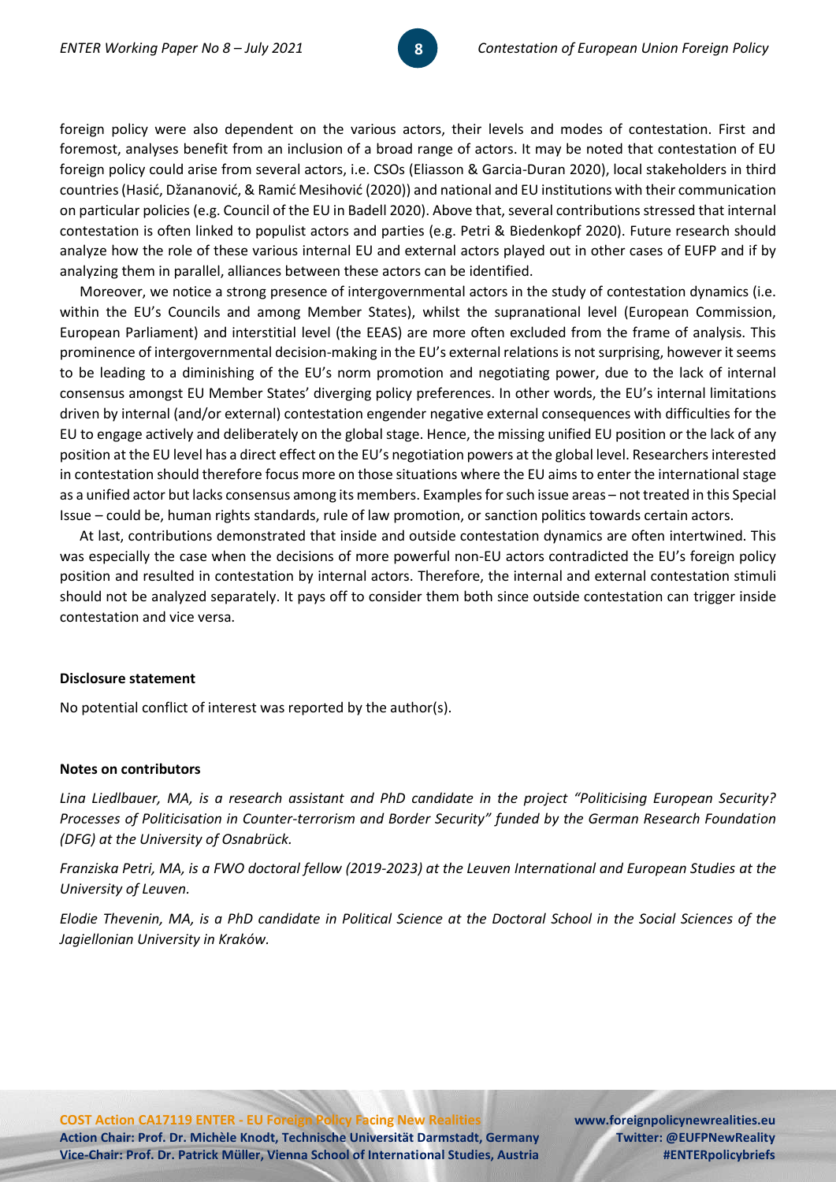foreign policy were also dependent on the various actors, their levels and modes of contestation. First and foremost, analyses benefit from an inclusion of a broad range of actors. It may be noted that contestation of EU foreign policy could arise from several actors, i.e. CSOs (Eliasson & Garcia-Duran 2020), local stakeholders in third countries (Hasić, Džananović, & Ramić Mesihović (2020)) and national and EU institutions with their communication on particular policies (e.g. Council of the EU in Badell 2020). Above that, several contributions stressed that internal contestation is often linked to populist actors and parties (e.g. Petri & Biedenkopf 2020). Future research should analyze how the role of these various internal EU and external actors played out in other cases of EUFP and if by analyzing them in parallel, alliances between these actors can be identified.

Moreover, we notice a strong presence of intergovernmental actors in the study of contestation dynamics (i.e. within the EU's Councils and among Member States), whilst the supranational level (European Commission, European Parliament) and interstitial level (the EEAS) are more often excluded from the frame of analysis. This prominence of intergovernmental decision-making in the EU's external relations is not surprising, however it seems to be leading to a diminishing of the EU's norm promotion and negotiating power, due to the lack of internal consensus amongst EU Member States' diverging policy preferences. In other words, the EU's internal limitations driven by internal (and/or external) contestation engender negative external consequences with difficulties for the EU to engage actively and deliberately on the global stage. Hence, the missing unified EU position or the lack of any position at the EU level has a direct effect on the EU's negotiation powers at the global level. Researchers interested in contestation should therefore focus more on those situations where the EU aims to enter the international stage as a unified actor but lacks consensus among its members. Examples for such issue areas – not treated in this Special Issue – could be, human rights standards, rule of law promotion, or sanction politics towards certain actors.

At last, contributions demonstrated that inside and outside contestation dynamics are often intertwined. This was especially the case when the decisions of more powerful non-EU actors contradicted the EU's foreign policy position and resulted in contestation by internal actors. Therefore, the internal and external contestation stimuli should not be analyzed separately. It pays off to consider them both since outside contestation can trigger inside contestation and vice versa.

**Disclosure statement**

No potential conflict of interest was reported by the author(s).

**Notes on contributors**

*Lina Liedlbauer, MA, is a research assistant and PhD candidate in the project "Politicising European Security? Processes of Politicisation in Counter-terrorism and Border Security" funded by the German Research Foundation (DFG) at the University of Osnabrück.*

*Franziska Petri, MA, is a FWO doctoral fellow (2019-2023) at the Leuven International and European Studies at the University of Leuven.*

*Elodie Thevenin, MA, is a PhD candidate in Political Science at the Doctoral School in the Social Sciences of the Jagiellonian University in Kraków.*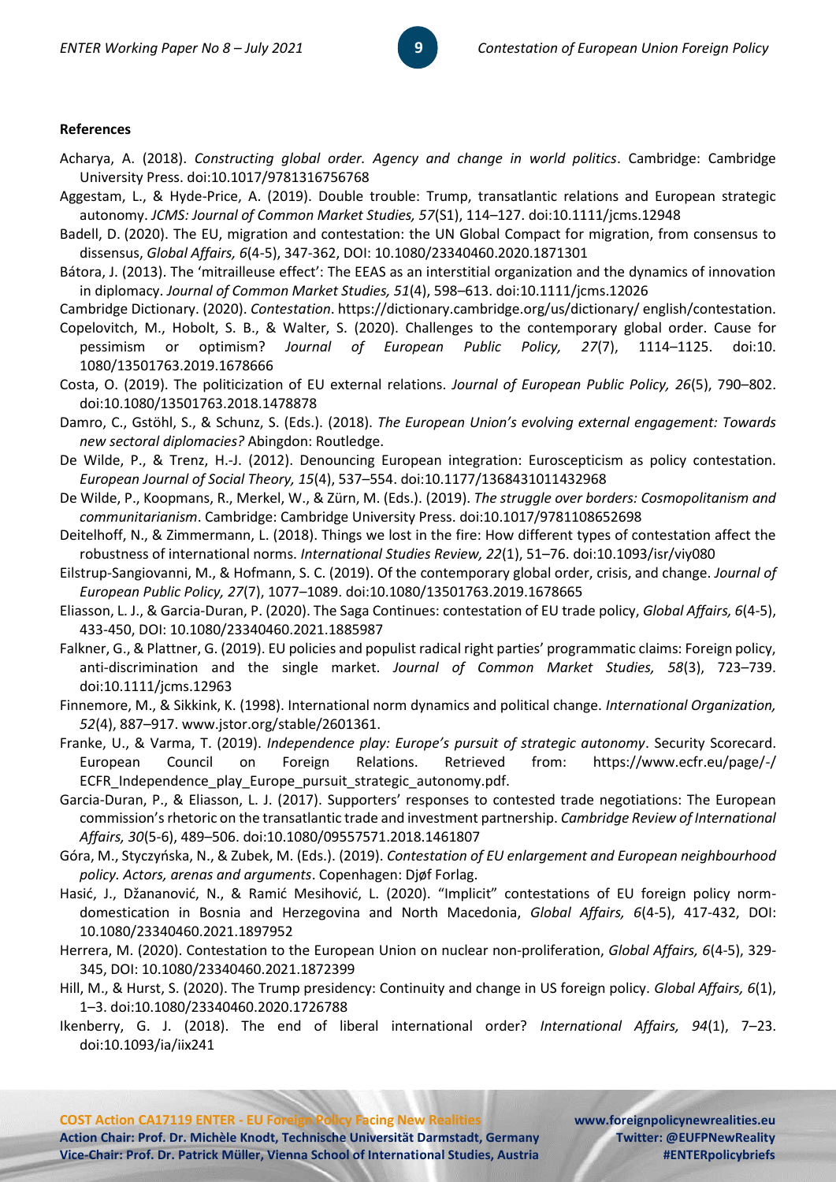**References**

Acharya, A. (2018). *Constructing global order. Agency and change in world politics*. Cambridge: Cambridge University Press. doi:10.1017/9781316756768

Aggestam, L., & Hyde-Price, A. (2019). Double trouble: Trump, transatlantic relations and European strategic autonomy. *JCMS: Journal of Common Market Studies, 57*(S1), 114–127. doi:10.1111/jcms.12948

Badell, D. (2020). The EU, migration and contestation: the UN Global Compact for migration, from consensus to dissensus, *Global Affairs, 6*(4-5), 347-362, DOI: 10.1080/23340460.2020.1871301

Bátora, J. (2013). The 'mitrailleuse effect': The EEAS as an interstitial organization and the dynamics of innovation in diplomacy. *Journal of Common Market Studies, 51*(4), 598–613. doi:10.1111/jcms.12026

Cambridge Dictionary. (2020). *Contestation*. https://dictionary.cambridge.org/us/dictionary/ english/contestation.

Copelovitch, M., Hobolt, S. B., & Walter, S. (2020). Challenges to the contemporary global order. Cause for pessimism or optimism? *Journal of European Public Policy, 27*(7), 1114–1125. doi:10. 1080/13501763.2019.1678666

Costa, O. (2019). The politicization of EU external relations. *Journal of European Public Policy, 26*(5), 790–802. doi:10.1080/13501763.2018.1478878

Damro, C., Gstöhl, S., & Schunz, S. (Eds.). (2018). *The European Union's evolving external engagement: Towards new sectoral diplomacies?* Abingdon: Routledge.

De Wilde, P., & Trenz, H.-J. (2012). Denouncing European integration: Euroscepticism as policy contestation. *European Journal of Social Theory, 15*(4), 537–554. doi:10.1177/1368431011432968

De Wilde, P., Koopmans, R., Merkel, W., & Zürn, M. (Eds.). (2019). *The struggle over borders: Cosmopolitanism and communitarianism*. Cambridge: Cambridge University Press. doi:10.1017/9781108652698

Deitelhoff, N., & Zimmermann, L. (2018). Things we lost in the fire: How different types of contestation affect the robustness of international norms. *International Studies Review, 22*(1), 51–76. doi:10.1093/isr/viy080

Eilstrup-Sangiovanni, M., & Hofmann, S. C. (2019). Of the contemporary global order, crisis, and change. *Journal of European Public Policy, 27*(7), 1077–1089. doi:10.1080/13501763.2019.1678665

Eliasson, L. J., & Garcia-Duran, P. (2020). The Saga Continues: contestation of EU trade policy, *Global Affairs, 6*(4-5), 433-450, DOI: 10.1080/23340460.2021.1885987

Falkner, G., & Plattner, G. (2019). EU policies and populist radical right parties' programmatic claims: Foreign policy, anti-discrimination and the single market. *Journal of Common Market Studies, 58*(3), 723–739. doi:10.1111/jcms.12963

Finnemore, M., & Sikkink, K. (1998). International norm dynamics and political change. *International Organization, 52*(4), 887–917. www.jstor.org/stable/2601361.

Franke, U., & Varma, T. (2019). *Independence play: Europe's pursuit of strategic autonomy*. Security Scorecard. European Council on Foreign Relations. Retrieved from: https://www.ecfr.eu/page/-/ ECFR_Independence_play_Europe_pursuit_strategic_autonomy.pdf.

Garcia-Duran, P., & Eliasson, L. J. (2017). Supporters' responses to contested trade negotiations: The European commission's rhetoric on the transatlantic trade and investment partnership. *Cambridge Review of International Affairs, 30*(5-6), 489–506. doi:10.1080/09557571.2018.1461807

Góra, M., Styczyńska, N., & Zubek, M. (Eds.). (2019). *Contestation of EU enlargement and European neighbourhood policy. Actors, arenas and arguments*. Copenhagen: Djøf Forlag.

Hasić, J., Džananović, N., & Ramić Mesihović, L. (2020). "Implicit" contestations of EU foreign policy norm-domestication in Bosnia and Herzegovina and North Macedonia, *Global Affairs, 6*(4-5), 417-432, DOI: 10.1080/23340460.2021.1897952

Herrera, M. (2020). Contestation to the European Union on nuclear non-proliferation, *Global Affairs, 6*(4-5), 329-345, DOI: 10.1080/23340460.2021.1872399

Hill, M., & Hurst, S. (2020). The Trump presidency: Continuity and change in US foreign policy. *Global Affairs, 6*(1), 1–3. doi:10.1080/23340460.2020.1726788

Ikenberry, G. J. (2018). The end of liberal international order? *International Affairs, 94*(1), 7–23. doi:10.1093/ia/iix241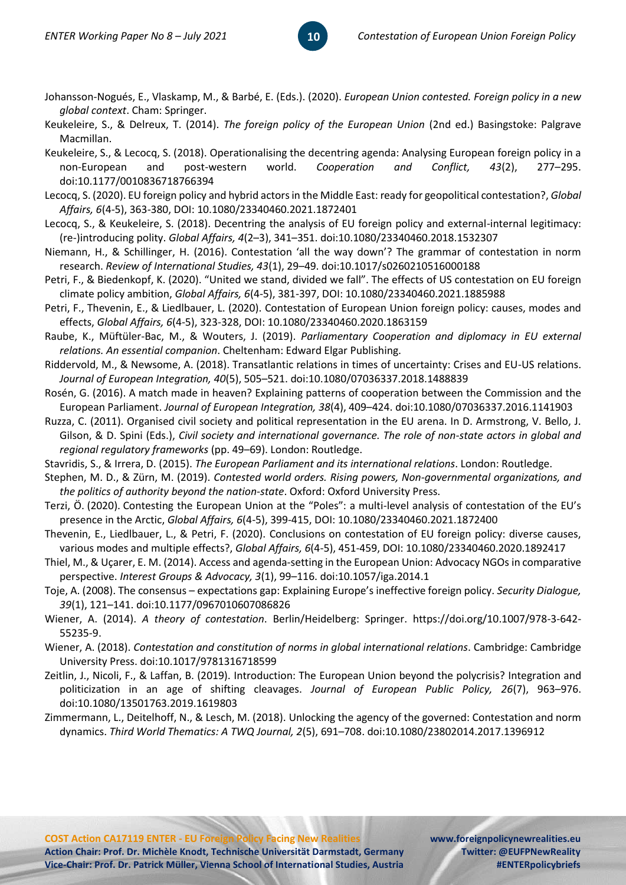Johansson-Nogués, E., Vlaskamp, M., & Barbé, E. (Eds.). (2020). *European Union contested. Foreign policy in a new global context*. Cham: Springer.

Keukeleire, S., & Delreux, T. (2014). *The foreign policy of the European Union* (2nd ed.) Basingstoke: Palgrave Macmillan.

Keukeleire, S., & Lecocq, S. (2018). Operationalising the decentring agenda: Analysing European foreign policy in a non-European and post-western world. *Cooperation and Conflict, 43*(2), 277–295. doi:10.1177/0010836718766394

Lecocq, S. (2020). EU foreign policy and hybrid actors in the Middle East: ready for geopolitical contestation?, *Global Affairs, 6*(4-5), 363-380, DOI: 10.1080/23340460.2021.1872401

Lecocq, S., & Keukeleire, S. (2018). Decentring the analysis of EU foreign policy and external-internal legitimacy: (re-)introducing polity. *Global Affairs, 4*(2–3), 341–351. doi:10.1080/23340460.2018.1532307

Niemann, H., & Schillinger, H. (2016). Contestation 'all the way down'? The grammar of contestation in norm research. *Review of International Studies, 43*(1), 29–49. doi:10.1017/s0260210516000188

Petri, F., & Biedenkopf, K. (2020). "United we stand, divided we fall". The effects of US contestation on EU foreign climate policy ambition, *Global Affairs, 6*(4-5), 381-397, DOI: 10.1080/23340460.2021.1885988

Petri, F., Thevenin, E., & Liedlbauer, L. (2020). Contestation of European Union foreign policy: causes, modes and effects, *Global Affairs, 6*(4-5), 323-328, DOI: 10.1080/23340460.2020.1863159

Raube, K., Müftüler-Bac, M., & Wouters, J. (2019). *Parliamentary Cooperation and diplomacy in EU external relations. An essential companion*. Cheltenham: Edward Elgar Publishing.

Riddervold, M., & Newsome, A. (2018). Transatlantic relations in times of uncertainty: Crises and EU-US relations. *Journal of European Integration, 40*(5), 505–521. doi:10.1080/07036337.2018.1488839

Rosén, G. (2016). A match made in heaven? Explaining patterns of cooperation between the Commission and the European Parliament. *Journal of European Integration, 38*(4), 409–424. doi:10.1080/07036337.2016.1141903

Ruzza, C. (2011). Organised civil society and political representation in the EU arena. In D. Armstrong, V. Bello, J. Gilson, & D. Spini (Eds.), *Civil society and international governance. The role of non-state actors in global and regional regulatory frameworks* (pp. 49–69). London: Routledge.

Stavridis, S., & Irrera, D. (2015). *The European Parliament and its international relations*. London: Routledge.

Stephen, M. D., & Zürn, M. (2019). *Contested world orders. Rising powers, Non-governmental organizations, and the politics of authority beyond the nation-state*. Oxford: Oxford University Press.

Terzi, Ö. (2020). Contesting the European Union at the "Poles": a multi-level analysis of contestation of the EU's presence in the Arctic, *Global Affairs, 6*(4-5), 399-415, DOI: 10.1080/23340460.2021.1872400

Thevenin, E., Liedlbauer, L., & Petri, F. (2020). Conclusions on contestation of EU foreign policy: diverse causes, various modes and multiple effects?, *Global Affairs, 6*(4-5), 451-459, DOI: 10.1080/23340460.2020.1892417

Thiel, M., & Uçarer, E. M. (2014). Access and agenda-setting in the European Union: Advocacy NGOs in comparative perspective. *Interest Groups & Advocacy, 3*(1), 99–116. doi:10.1057/iga.2014.1

Toje, A. (2008). The consensus – expectations gap: Explaining Europe's ineffective foreign policy. *Security Dialogue, 39*(1), 121–141. doi:10.1177/0967010607086826

Wiener, A. (2014). *A theory of contestation*. Berlin/Heidelberg: Springer. https://doi.org/10.1007/978-3-642-55235-9.

Wiener, A. (2018). *Contestation and constitution of norms in global international relations*. Cambridge: Cambridge University Press. doi:10.1017/9781316718599

Zeitlin, J., Nicoli, F., & Laffan, B. (2019). Introduction: The European Union beyond the polycrisis? Integration and politicization in an age of shifting cleavages. *Journal of European Public Policy, 26*(7), 963–976. doi:10.1080/13501763.2019.1619803

Zimmermann, L., Deitelhoff, N., & Lesch, M. (2018). Unlocking the agency of the governed: Contestation and norm dynamics. *Third World Thematics: A TWQ Journal, 2*(5), 691–708. doi:10.1080/23802014.2017.1396912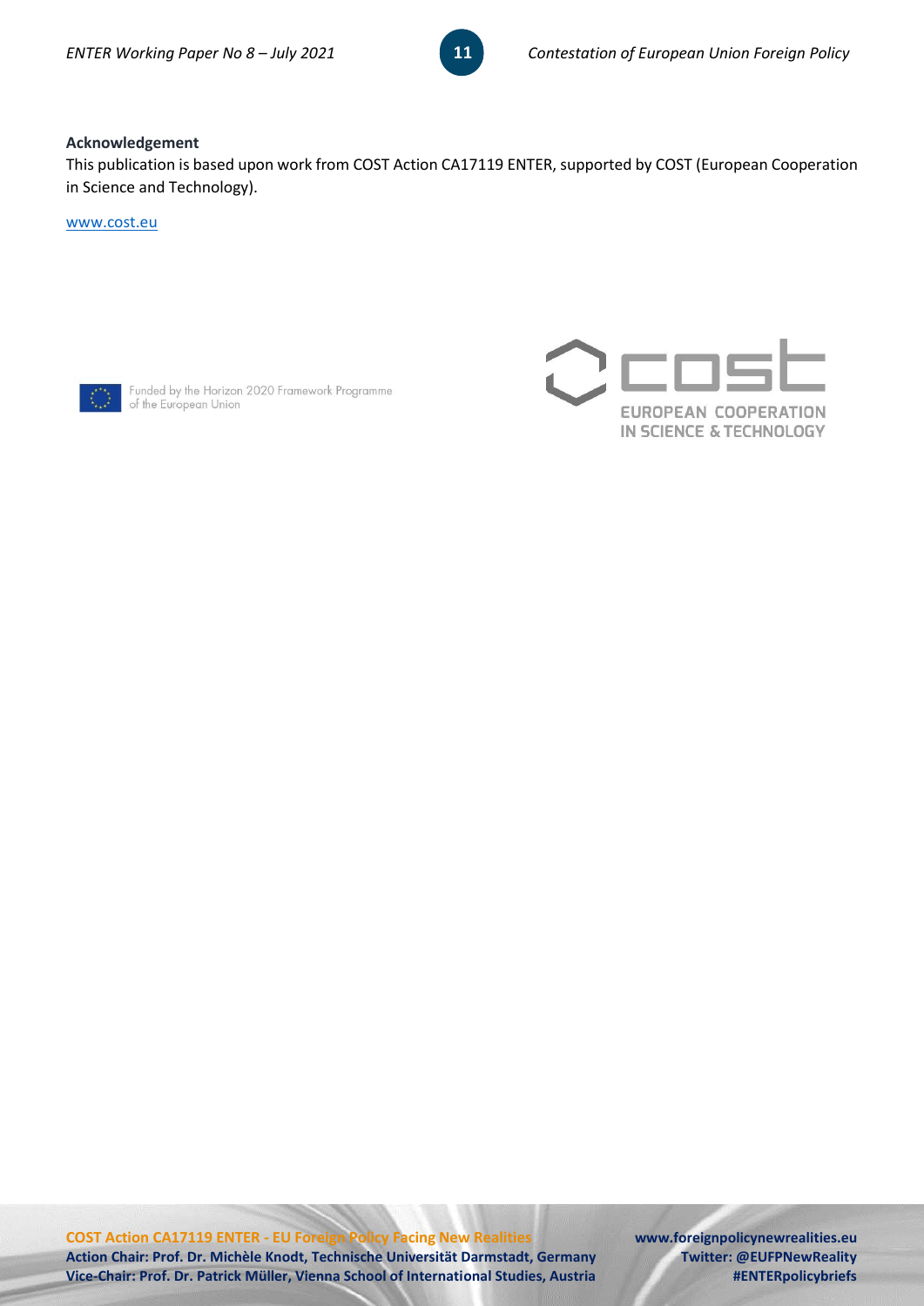**Acknowledgement**

This publication is based upon work from COST Action CA17119 ENTER, supported by COST (European Cooperation in Science and Technology).

www.cost.eu

Funded by the Horizon 2020 Framework Programme of the European Union

EUROPEAN COOPERATION IN SCIENCE & TECHNOLOGY

**COST Action CA17119 ENTER - EU Foreign Policy Facing New Realities**
**Action Chair: Prof. Dr. Michèle Knodt, Technische Universität Darmstadt, Germany**
**Vice-Chair: Prof. Dr. Patrick Müller, Vienna School of International Studies, Austria**

**www.foreignpolicynewrealities.eu**
**Twitter: @EUFPNewReality**
**#ENTERpolicybriefs**